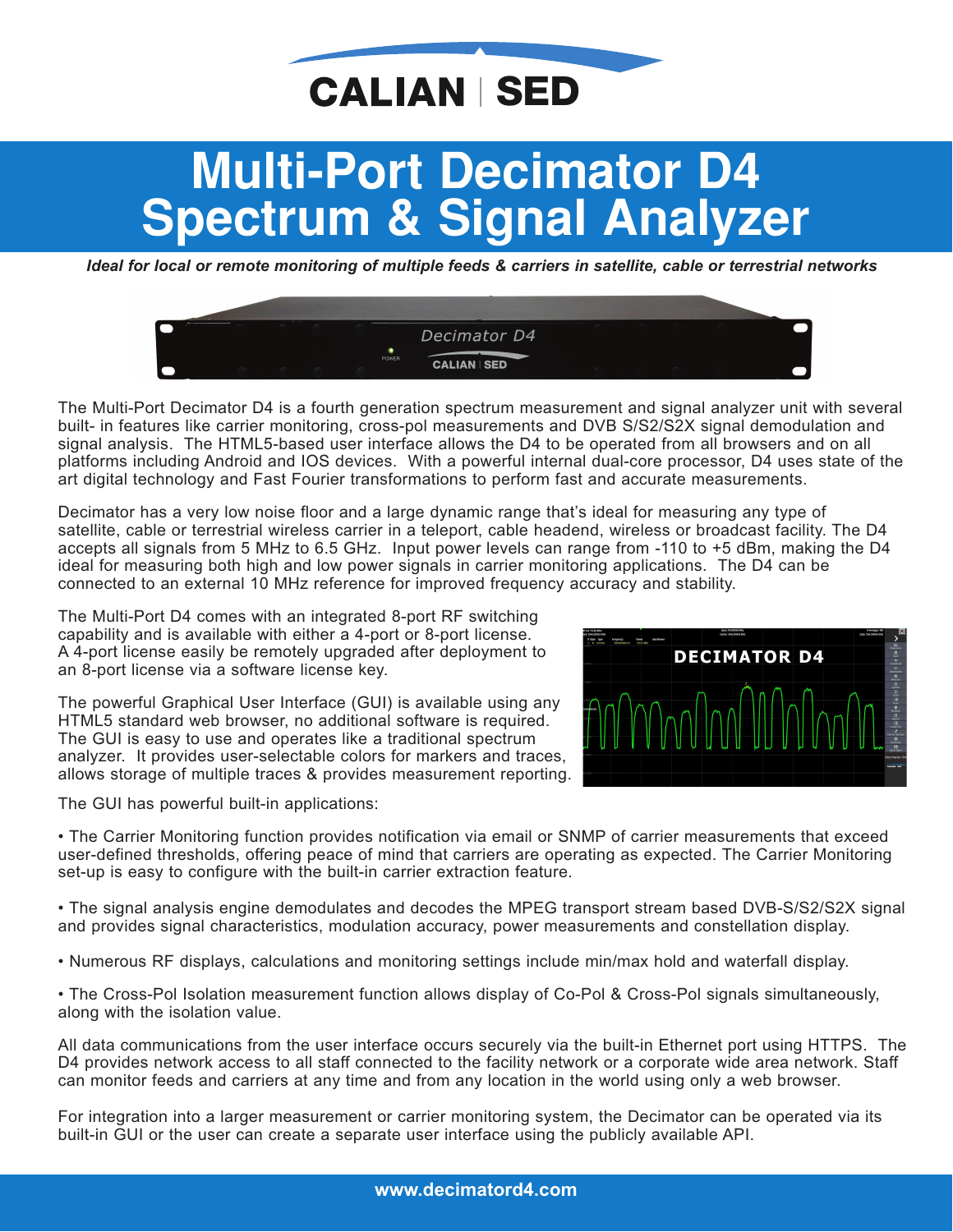CALIAN | SED

# Multi-Port Decimator D4 Spectrum & Signal Analyzer

***Ideal for local or remote monitoring of multiple feeds & carriers in satellite, cable or terrestrial networks***

The Multi-Port Decimator D4 is a fourth generation spectrum measurement and signal analyzer unit with several built- in features like carrier monitoring, cross-pol measurements and DVB S/S2/S2X signal demodulation and signal analysis. The HTML5-based user interface allows the D4 to be operated from all browsers and on all platforms including Android and IOS devices. With a powerful internal dual-core processor, D4 uses state of the art digital technology and Fast Fourier transformations to perform fast and accurate measurements.

Decimator has a very low noise floor and a large dynamic range that's ideal for measuring any type of satellite, cable or terrestrial wireless carrier in a teleport, cable headend, wireless or broadcast facility. The D4 accepts all signals from 5 MHz to 6.5 GHz. Input power levels can range from -110 to +5 dBm, making the D4 ideal for measuring both high and low power signals in carrier monitoring applications. The D4 can be connected to an external 10 MHz reference for improved frequency accuracy and stability.

The Multi-Port D4 comes with an integrated 8-port RF switching capability and is available with either a 4-port or 8-port license. A 4-port license easily be remotely upgraded after deployment to an 8-port license via a software license key.

The powerful Graphical User Interface (GUI) is available using any HTML5 standard web browser, no additional software is required. The GUI is easy to use and operates like a traditional spectrum analyzer. It provides user-selectable colors for markers and traces, allows storage of multiple traces & provides measurement reporting.

The GUI has powerful built-in applications:

- The Carrier Monitoring function provides notification via email or SNMP of carrier measurements that exceed user-defined thresholds, offering peace of mind that carriers are operating as expected. The Carrier Monitoring set-up is easy to configure with the built-in carrier extraction feature.

- The signal analysis engine demodulates and decodes the MPEG transport stream based DVB-S/S2/S2X signal and provides signal characteristics, modulation accuracy, power measurements and constellation display.

- Numerous RF displays, calculations and monitoring settings include min/max hold and waterfall display.

- The Cross-Pol Isolation measurement function allows display of Co-Pol & Cross-Pol signals simultaneously, along with the isolation value.

All data communications from the user interface occurs securely via the built-in Ethernet port using HTTPS. The D4 provides network access to all staff connected to the facility network or a corporate wide area network. Staff can monitor feeds and carriers at any time and from any location in the world using only a web browser.

For integration into a larger measurement or carrier monitoring system, the Decimator can be operated via its built-in GUI or the user can create a separate user interface using the publicly available API.

**www.decimatord4.com**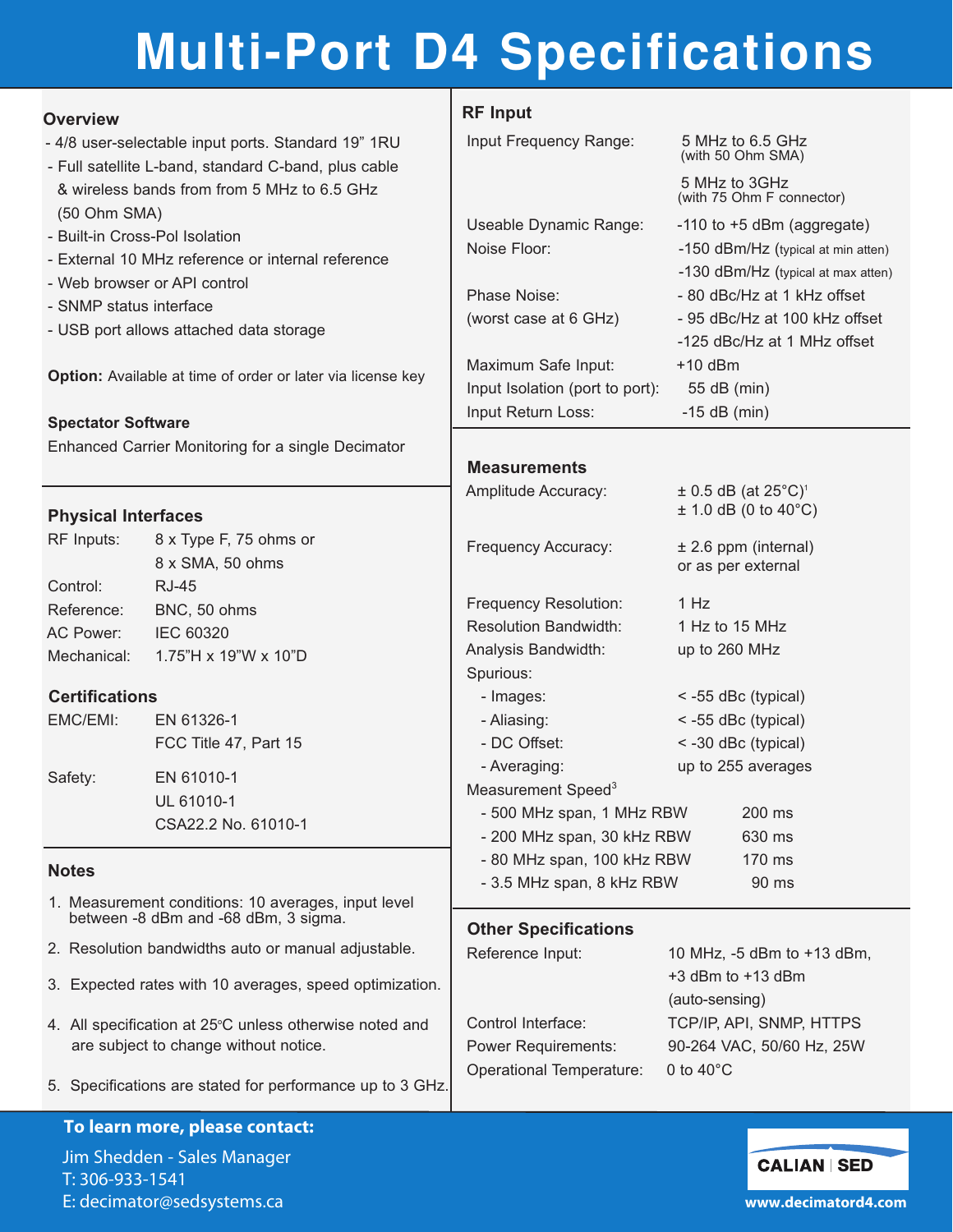# Multi-Port D4 Specifications

## Overview

- 4/8 user-selectable input ports. Standard 19" 1RU
- Full satellite L-band, standard C-band, plus cable & wireless bands from from 5 MHz to 6.5 GHz (50 Ohm SMA)
- Built-in Cross-Pol Isolation
- External 10 MHz reference or internal reference
- Web browser or API control
- SNMP status interface
- USB port allows attached data storage

**Option:** Available at time of order or later via license key

**Spectator Software**

Enhanced Carrier Monitoring for a single Decimator

## Physical Interfaces

| | |
|---|---|
| RF Inputs: | 8 x Type F, 75 ohms or<br>8 x SMA, 50 ohms |
| Control: | RJ-45 |
| Reference: | BNC, 50 ohms |
| AC Power: | IEC 60320 |
| Mechanical: | 1.75"H x 19"W x 10"D |

## Certifications

| | |
|---|---|
| EMC/EMI: | EN 61326-1<br>FCC Title 47, Part 15 |
| Safety: | EN 61010-1<br>UL 61010-1<br>CSA22.2 No. 61010-1 |

## Notes

1. Measurement conditions: 10 averages, input level between -8 dBm and -68 dBm, 3 sigma.
2. Resolution bandwidths auto or manual adjustable.
3. Expected rates with 10 averages, speed optimization.
4. All specification at 25°C unless otherwise noted and are subject to change without notice.
5. Specifications are stated for performance up to 3 GHz.

## RF Input

| | |
|---|---|
| Input Frequency Range: | 5 MHz to 6.5 GHz (with 50 Ohm SMA)<br>5 MHz to 3GHz (with 75 Ohm F connector) |
| Useable Dynamic Range: | -110 to +5 dBm (aggregate) |
| Noise Floor: | -150 dBm/Hz (typical at min atten)<br>-130 dBm/Hz (typical at max atten) |
| Phase Noise:<br>(worst case at 6 GHz) | - 80 dBc/Hz at 1 kHz offset<br>- 95 dBc/Hz at 100 kHz offset<br>-125 dBc/Hz at 1 MHz offset |
| Maximum Safe Input: | +10 dBm |
| Input Isolation (port to port): | 55 dB (min) |
| Input Return Loss: | -15 dB (min) |

## Measurements

| | |
|---|---|
| Amplitude Accuracy: | ± 0.5 dB (at 25°C)[1]<br>± 1.0 dB (0 to 40°C) |
| Frequency Accuracy: | ± 2.6 ppm (internal)<br>or as per external |
| Frequency Resolution: | 1 Hz |
| Resolution Bandwidth: | 1 Hz to 15 MHz |
| Analysis Bandwidth: | up to 260 MHz |
| Spurious: | |
| - Images: | < -55 dBc (typical) |
| - Aliasing: | < -55 dBc (typical) |
| - DC Offset: | < -30 dBc (typical) |
| - Averaging: | up to 255 averages |
| Measurement Speed[3] | |
| - 500 MHz span, 1 MHz RBW | 200 ms |
| - 200 MHz span, 30 kHz RBW | 630 ms |
| - 80 MHz span, 100 kHz RBW | 170 ms |
| - 3.5 MHz span, 8 kHz RBW | 90 ms |

## Other Specifications

| | |
|---|---|
| Reference Input: | 10 MHz, -5 dBm to +13 dBm,<br>+3 dBm to +13 dBm<br>(auto-sensing) |
| Control Interface: | TCP/IP, API, SNMP, HTTPS |
| Power Requirements: | 90-264 VAC, 50/60 Hz, 25W |
| Operational Temperature: | 0 to 40°C |

**To learn more, please contact:**

Jim Shedden - Sales Manager
T: 306-933-1541
E: decimator@sedsystems.ca

CALIAN | SED

www.decimatord4.com